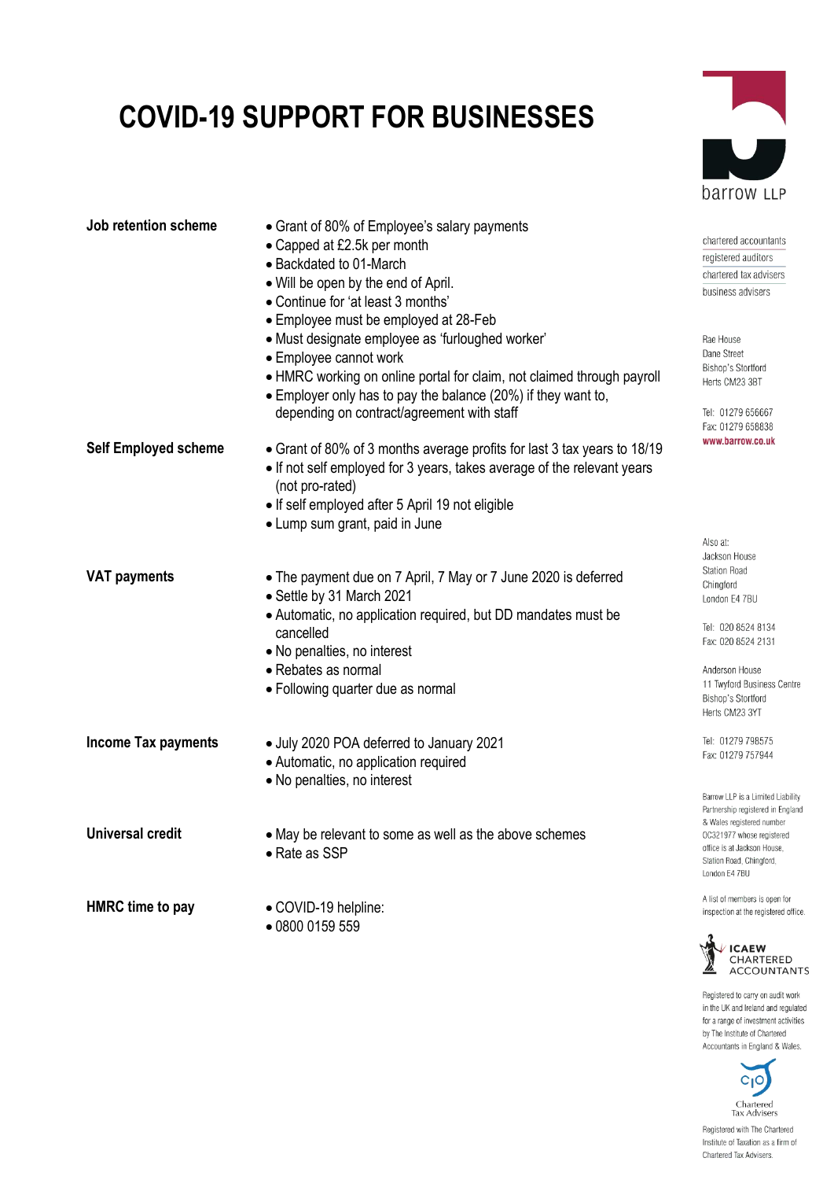# COVID-19 SUPPORT FOR BUSINESSES

**Job retention scheme**

- Grant of 80% of Employee's salary payments
- Capped at £2.5k per month
- Backdated to 01-March
- Will be open by the end of April.
- Continue for 'at least 3 months'
- Employee must be employed at 28-Feb
- Must designate employee as 'furloughed worker'
- Employee cannot work
- HMRC working on online portal for claim, not claimed through payroll
- Employer only has to pay the balance (20%) if they want to, depending on contract/agreement with staff

**Self Employed scheme**

- Grant of 80% of 3 months average profits for last 3 tax years to 18/19
- If not self employed for 3 years, takes average of the relevant years (not pro-rated)
- If self employed after 5 April 19 not eligible
- Lump sum grant, paid in June

**VAT payments**

- The payment due on 7 April, 7 May or 7 June 2020 is deferred
- Settle by 31 March 2021
- Automatic, no application required, but DD mandates must be cancelled
- No penalties, no interest
- Rebates as normal
- Following quarter due as normal

**Income Tax payments**

- July 2020 POA deferred to January 2021
- Automatic, no application required
- No penalties, no interest

**Universal credit**

- May be relevant to some as well as the above schemes
- Rate as SSP

**HMRC time to pay**

- COVID-19 helpline:
- 0800 0159 559

barrow LLP

chartered accountants
registered auditors
chartered tax advisers
business advisers

Rae House
Dane Street
Bishop's Stortford
Herts CM23 3BT

Tel: 01279 656667
Fax: 01279 658838
www.barrow.co.uk

Also at:
Jackson House
Station Road
Chingford
London E4 7BU

Tel: 020 8524 8134
Fax: 020 8524 2131

Anderson House
11 Twyford Business Centre
Bishop's Stortford
Herts CM23 3YT

Tel: 01279 798575
Fax: 01279 757944

Barrow LLP is a Limited Liability Partnership registered in England & Wales registered number OC321977 whose registered office is at Jackson House, Station Road, Chingford, London E4 7BU

A list of members is open for inspection at the registered office.

ICAEW CHARTERED ACCOUNTANTS

Registered to carry on audit work in the UK and Ireland and regulated for a range of investment activities by The Institute of Chartered Accountants in England & Wales.

CIOT Chartered Tax Advisers

Registered with The Chartered Institute of Taxation as a firm of Chartered Tax Advisers.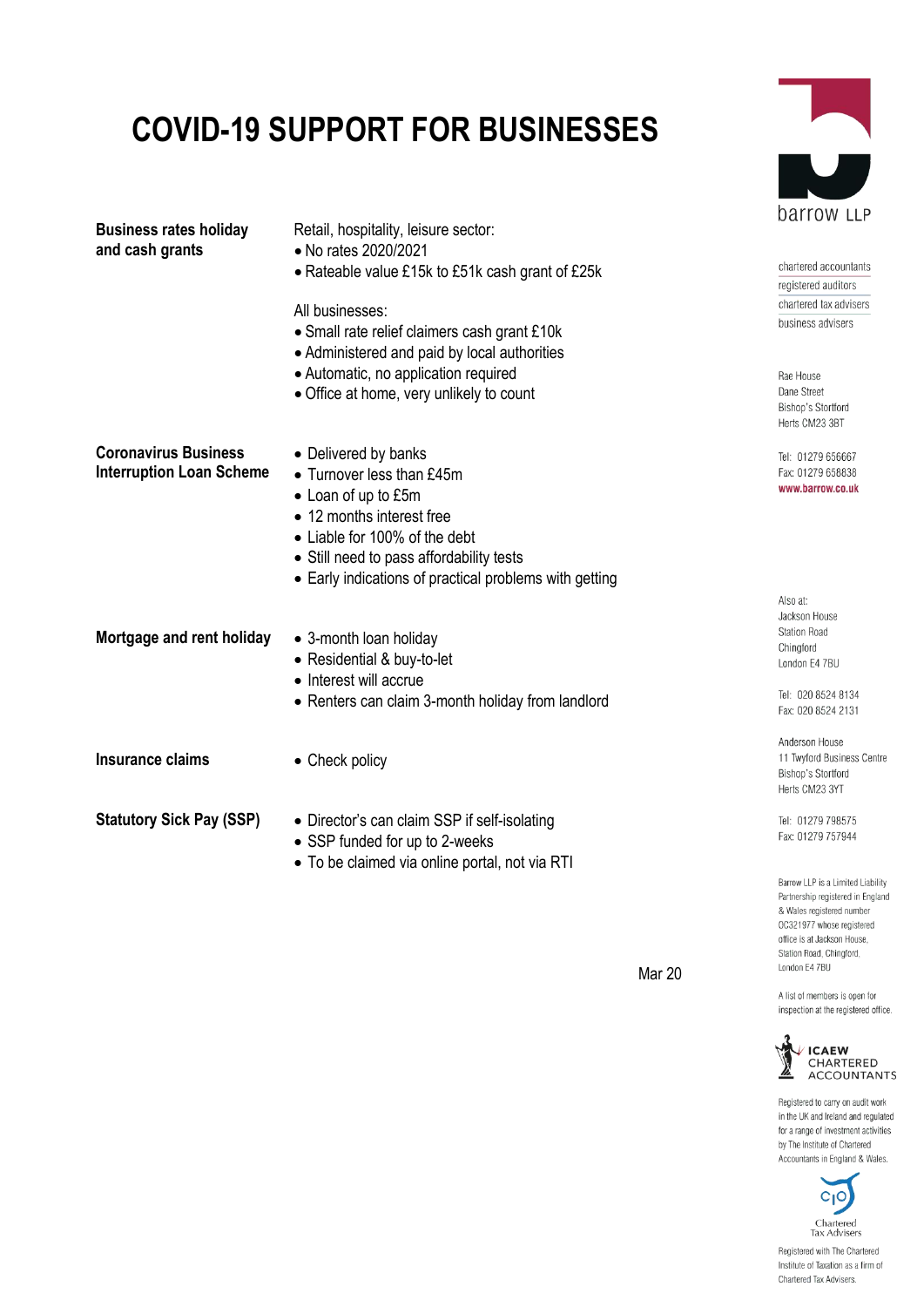# COVID-19 SUPPORT FOR BUSINESSES

**Business rates holiday and cash grants**

Retail, hospitality, leisure sector:

- No rates 2020/2021
- Rateable value £15k to £51k cash grant of £25k

All businesses:

- Small rate relief claimers cash grant £10k
- Administered and paid by local authorities
- Automatic, no application required
- Office at home, very unlikely to count

**Coronavirus Business Interruption Loan Scheme**

- Delivered by banks
- Turnover less than £45m
- Loan of up to £5m
- 12 months interest free
- Liable for 100% of the debt
- Still need to pass affordability tests
- Early indications of practical problems with getting

**Mortgage and rent holiday**

- 3-month loan holiday
- Residential & buy-to-let
- Interest will accrue
- Renters can claim 3-month holiday from landlord

**Insurance claims**

- Check policy

**Statutory Sick Pay (SSP)**

- Director's can claim SSP if self-isolating
- SSP funded for up to 2-weeks
- To be claimed via online portal, not via RTI

Mar 20

barrow LLP

chartered accountants
registered auditors
chartered tax advisers
business advisers

Rae House
Dane Street
Bishop's Stortford
Herts CM23 3BT

Tel: 01279 656667
Fax: 01279 658838
www.barrow.co.uk

Also at:
Jackson House
Station Road
Chingford
London E4 7BU

Tel: 020 8524 8134
Fax: 020 8524 2131

Anderson House
11 Twyford Business Centre
Bishop's Stortford
Herts CM23 3YT

Tel: 01279 798575
Fax: 01279 757944

Barrow LLP is a Limited Liability Partnership registered in England & Wales registered number OC321977 whose registered office is at Jackson House, Station Road, Chingford, London E4 7BU

A list of members is open for inspection at the registered office.

ICAEW CHARTERED ACCOUNTANTS

Registered to carry on audit work in the UK and Ireland and regulated for a range of investment activities by The Institute of Chartered Accountants in England & Wales.

CIOT Chartered Tax Advisers

Registered with The Chartered Institute of Taxation as a firm of Chartered Tax Advisers.